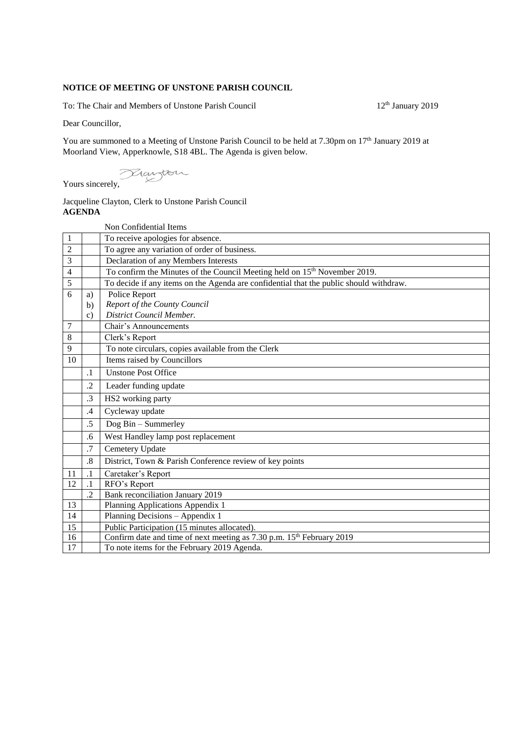**NOTICE OF MEETING OF UNSTONE PARISH COUNCIL**

To: The Chair and Members of Unstone Parish Council 12th January 2019

Dear Councillor,

You are summoned to a Meeting of Unstone Parish Council to be held at 7.30pm on 17th January 2019 at Moorland View, Apperknowle, S18 4BL. The Agenda is given below.

Yours sincerely,

Jacqueline Clayton, Clerk to Unstone Parish Council

**AGENDA**

| | | Non Confidential Items |
|---|---|---|
| 1 | | To receive apologies for absence. |
| 2 | | To agree any variation of order of business. |
| 3 | | Declaration of any Members Interests |
| 4 | | To confirm the Minutes of the Council Meeting held on 15th November 2019. |
| 5 | | To decide if any items on the Agenda are confidential that the public should withdraw. |
| 6 | a) | Police Report |
| | b) | *Report of the County Council* |
| | c) | *District Council Member.* |
| 7 | | Chair's Announcements |
| 8 | | Clerk's Report |
| 9 | | To note circulars, copies available from the Clerk |
| 10 | | Items raised by Councillors |
| | .1 | Unstone Post Office |
| | .2 | Leader funding update |
| | .3 | HS2 working party |
| | .4 | Cycleway update |
| | .5 | Dog Bin – Summerley |
| | .6 | West Handley lamp post replacement |
| | .7 | Cemetery Update |
| | .8 | District, Town & Parish Conference review of key points |
| 11 | .1 | Caretaker's Report |
| 12 | .1 | RFO's Report |
| | .2 | Bank reconciliation January 2019 |
| 13 | | Planning Applications Appendix 1 |
| 14 | | Planning Decisions – Appendix 1 |
| 15 | | Public Participation (15 minutes allocated). |
| 16 | | Confirm date and time of next meeting as 7.30 p.m. 15th February 2019 |
| 17 | | To note items for the February 2019 Agenda. |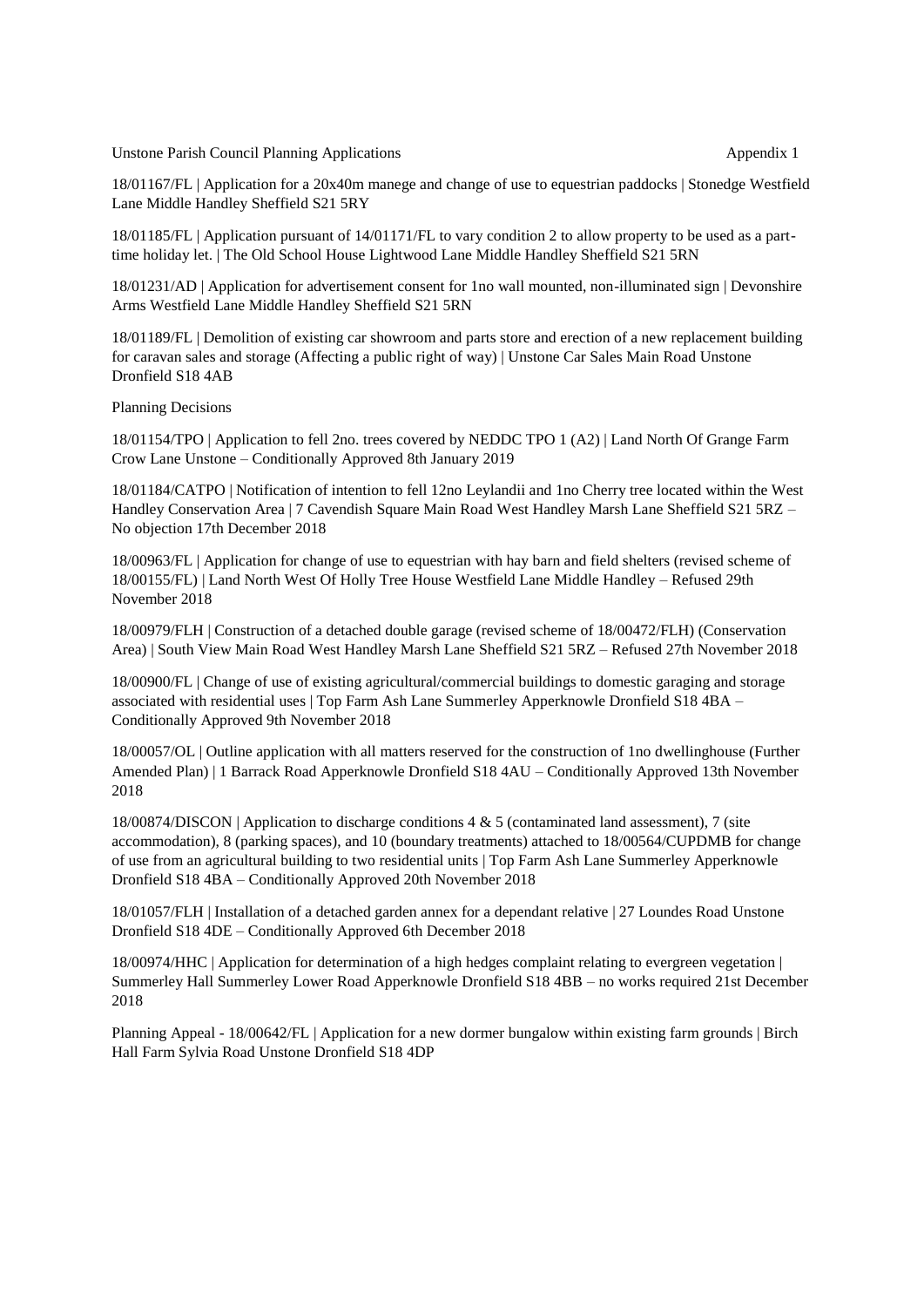Unstone Parish Council Planning Applications Appendix 1

18/01167/FL | Application for a 20x40m manege and change of use to equestrian paddocks | Stonedge Westfield Lane Middle Handley Sheffield S21 5RY

18/01185/FL | Application pursuant of 14/01171/FL to vary condition 2 to allow property to be used as a part-time holiday let. | The Old School House Lightwood Lane Middle Handley Sheffield S21 5RN

18/01231/AD | Application for advertisement consent for 1no wall mounted, non-illuminated sign | Devonshire Arms Westfield Lane Middle Handley Sheffield S21 5RN

18/01189/FL | Demolition of existing car showroom and parts store and erection of a new replacement building for caravan sales and storage (Affecting a public right of way) | Unstone Car Sales Main Road Unstone Dronfield S18 4AB

Planning Decisions

18/01154/TPO | Application to fell 2no. trees covered by NEDDC TPO 1 (A2) | Land North Of Grange Farm Crow Lane Unstone – Conditionally Approved 8th January 2019

18/01184/CATPO | Notification of intention to fell 12no Leylandii and 1no Cherry tree located within the West Handley Conservation Area | 7 Cavendish Square Main Road West Handley Marsh Lane Sheffield S21 5RZ – No objection 17th December 2018

18/00963/FL | Application for change of use to equestrian with hay barn and field shelters (revised scheme of 18/00155/FL) | Land North West Of Holly Tree House Westfield Lane Middle Handley – Refused 29th November 2018

18/00979/FLH | Construction of a detached double garage (revised scheme of 18/00472/FLH) (Conservation Area) | South View Main Road West Handley Marsh Lane Sheffield S21 5RZ – Refused 27th November 2018

18/00900/FL | Change of use of existing agricultural/commercial buildings to domestic garaging and storage associated with residential uses | Top Farm Ash Lane Summerley Apperknowle Dronfield S18 4BA – Conditionally Approved 9th November 2018

18/00057/OL | Outline application with all matters reserved for the construction of 1no dwellinghouse (Further Amended Plan) | 1 Barrack Road Apperknowle Dronfield S18 4AU – Conditionally Approved 13th November 2018

18/00874/DISCON | Application to discharge conditions 4 & 5 (contaminated land assessment), 7 (site accommodation), 8 (parking spaces), and 10 (boundary treatments) attached to 18/00564/CUPDMB for change of use from an agricultural building to two residential units | Top Farm Ash Lane Summerley Apperknowle Dronfield S18 4BA – Conditionally Approved 20th November 2018

18/01057/FLH | Installation of a detached garden annex for a dependant relative | 27 Loundes Road Unstone Dronfield S18 4DE – Conditionally Approved 6th December 2018

18/00974/HHC | Application for determination of a high hedges complaint relating to evergreen vegetation | Summerley Hall Summerley Lower Road Apperknowle Dronfield S18 4BB – no works required 21st December 2018

Planning Appeal - 18/00642/FL | Application for a new dormer bungalow within existing farm grounds | Birch Hall Farm Sylvia Road Unstone Dronfield S18 4DP